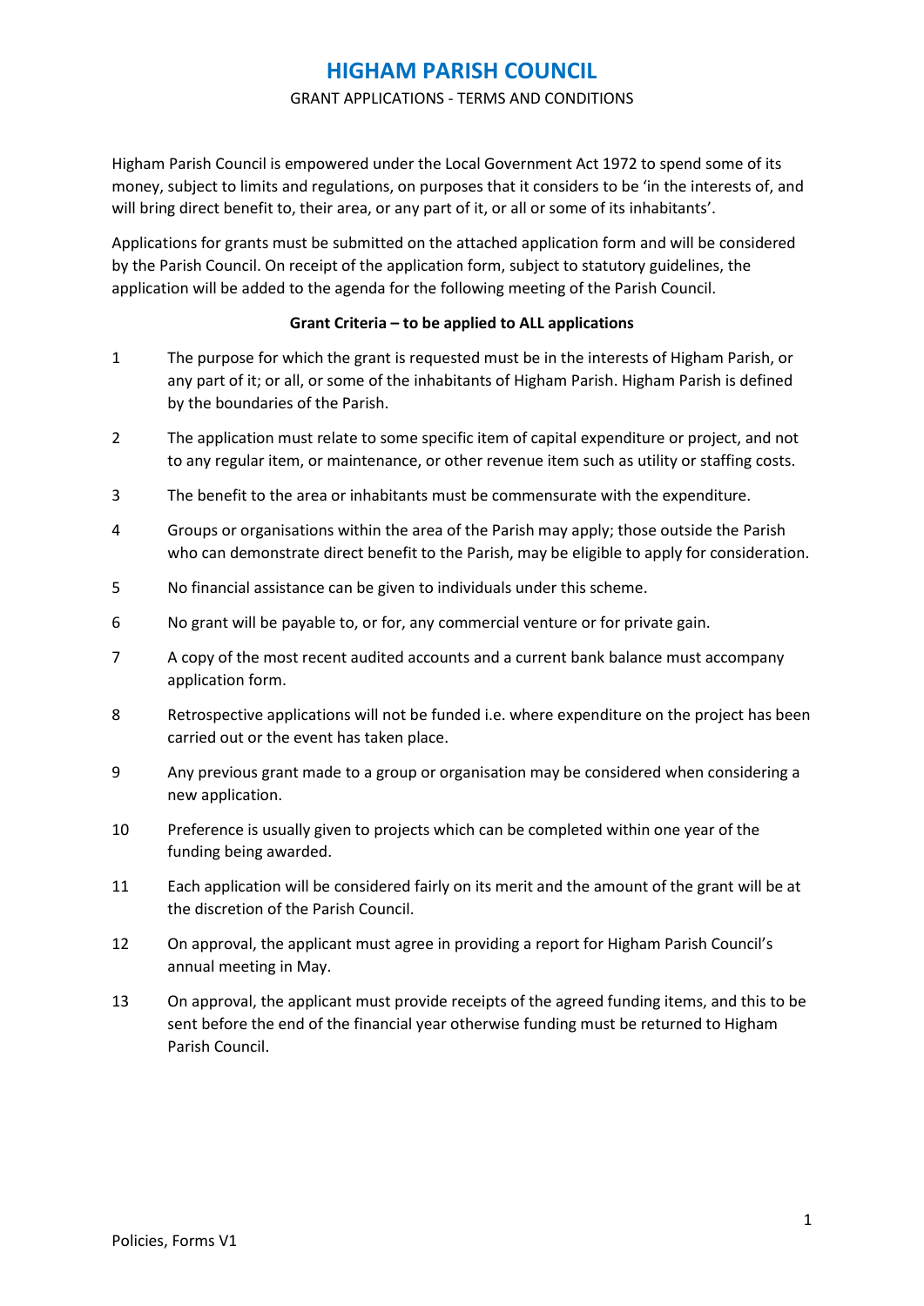# HIGHAM PARISH COUNCIL

GRANT APPLICATIONS - TERMS AND CONDITIONS

Higham Parish Council is empowered under the Local Government Act 1972 to spend some of its money, subject to limits and regulations, on purposes that it considers to be 'in the interests of, and will bring direct benefit to, their area, or any part of it, or all or some of its inhabitants'.

Applications for grants must be submitted on the attached application form and will be considered by the Parish Council. On receipt of the application form, subject to statutory guidelines, the application will be added to the agenda for the following meeting of the Parish Council.

**Grant Criteria – to be applied to ALL applications**

1. The purpose for which the grant is requested must be in the interests of Higham Parish, or any part of it; or all, or some of the inhabitants of Higham Parish. Higham Parish is defined by the boundaries of the Parish.
2. The application must relate to some specific item of capital expenditure or project, and not to any regular item, or maintenance, or other revenue item such as utility or staffing costs.
3. The benefit to the area or inhabitants must be commensurate with the expenditure.
4. Groups or organisations within the area of the Parish may apply; those outside the Parish who can demonstrate direct benefit to the Parish, may be eligible to apply for consideration.
5. No financial assistance can be given to individuals under this scheme.
6. No grant will be payable to, or for, any commercial venture or for private gain.
7. A copy of the most recent audited accounts and a current bank balance must accompany application form.
8. Retrospective applications will not be funded i.e. where expenditure on the project has been carried out or the event has taken place.
9. Any previous grant made to a group or organisation may be considered when considering a new application.
10. Preference is usually given to projects which can be completed within one year of the funding being awarded.
11. Each application will be considered fairly on its merit and the amount of the grant will be at the discretion of the Parish Council.
12. On approval, the applicant must agree in providing a report for Higham Parish Council's annual meeting in May.
13. On approval, the applicant must provide receipts of the agreed funding items, and this to be sent before the end of the financial year otherwise funding must be returned to Higham Parish Council.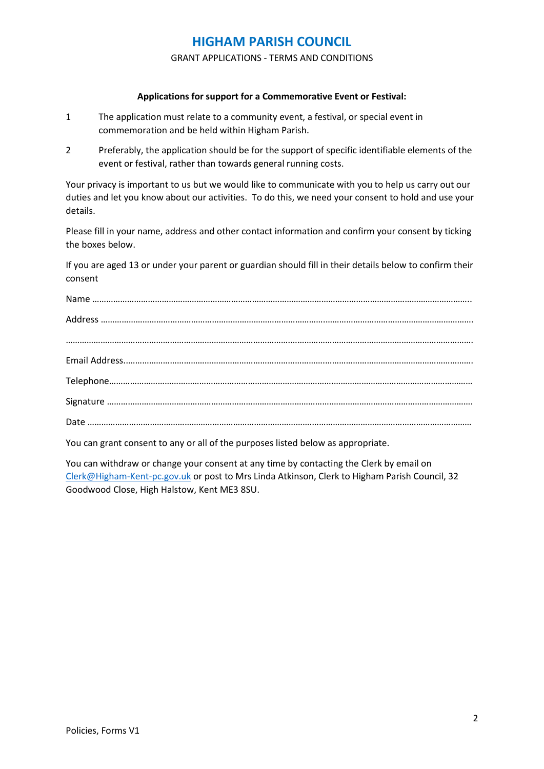# HIGHAM PARISH COUNCIL

GRANT APPLICATIONS - TERMS AND CONDITIONS

**Applications for support for a Commemorative Event or Festival:**

1. The application must relate to a community event, a festival, or special event in commemoration and be held within Higham Parish.

2. Preferably, the application should be for the support of specific identifiable elements of the event or festival, rather than towards general running costs.

Your privacy is important to us but we would like to communicate with you to help us carry out our duties and let you know about our activities. To do this, we need your consent to hold and use your details.

Please fill in your name, address and other contact information and confirm your consent by ticking the boxes below.

If you are aged 13 or under your parent or guardian should fill in their details below to confirm their consent

Name ……………………………………………………………………………………………………………………………………………..

Address …………………………………………………………………………………………………………………………………………….

…………………………………………………………………………………………………………………………………………………………….

Email Address…………………………………………………………………………………………………………………………………….

Telephone……………………………………………………………………………………………………………………………………………

Signature …………………………………………………………………………………………………………………………………………….

Date …………………………………………………………………………………………………………………………………………………

You can grant consent to any or all of the purposes listed below as appropriate.

You can withdraw or change your consent at any time by contacting the Clerk by email on Clerk@Higham-Kent-pc.gov.uk or post to Mrs Linda Atkinson, Clerk to Higham Parish Council, 32 Goodwood Close, High Halstow, Kent ME3 8SU.

Policies, Forms V1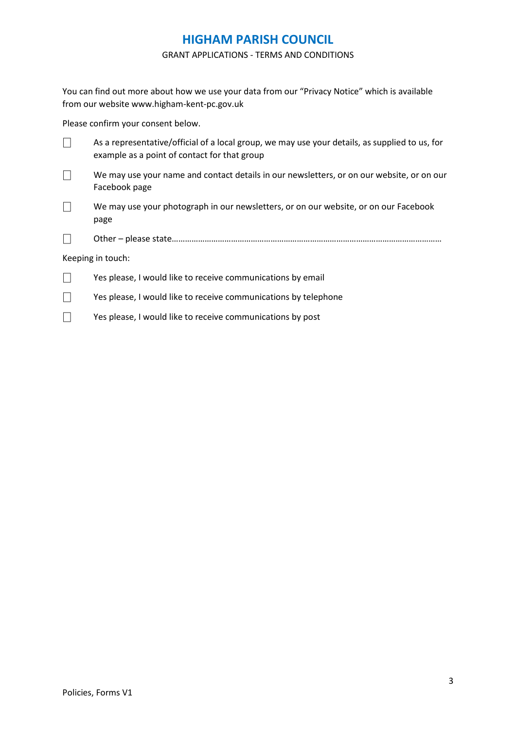# HIGHAM PARISH COUNCIL

GRANT APPLICATIONS - TERMS AND CONDITIONS

You can find out more about how we use your data from our "Privacy Notice" which is available from our website www.higham-kent-pc.gov.uk

Please confirm your consent below.

☐ As a representative/official of a local group, we may use your details, as supplied to us, for example as a point of contact for that group

☐ We may use your name and contact details in our newsletters, or on our website, or on our Facebook page

☐ We may use your photograph in our newsletters, or on our website, or on our Facebook page

☐ Other – please state…………………………………………………………………………………………………………

Keeping in touch:

☐ Yes please, I would like to receive communications by email

☐ Yes please, I would like to receive communications by telephone

☐ Yes please, I would like to receive communications by post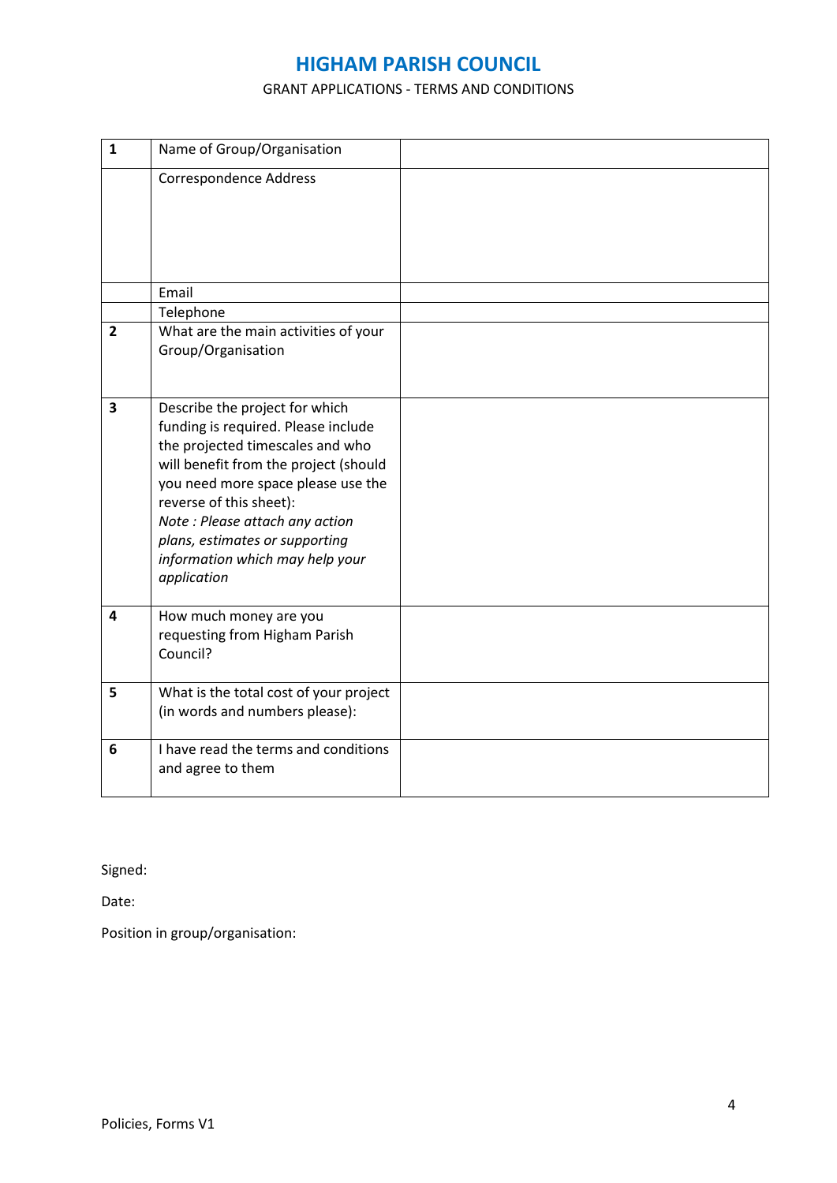# HIGHAM PARISH COUNCIL

GRANT APPLICATIONS - TERMS AND CONDITIONS

| | | |
|---|---|---|
| **1** | Name of Group/Organisation | |
| | Correspondence Address | |
| | Email | |
| | Telephone | |
| **2** | What are the main activities of your Group/Organisation | |
| **3** | Describe the project for which funding is required. Please include the projected timescales and who will benefit from the project (should you need more space please use the reverse of this sheet):<br>*Note : Please attach any action plans, estimates or supporting information which may help your application* | |
| **4** | How much money are you requesting from Higham Parish Council? | |
| **5** | What is the total cost of your project (in words and numbers please): | |
| **6** | I have read the terms and conditions and agree to them | |

Signed:

Date:

Position in group/organisation:

Policies, Forms V1